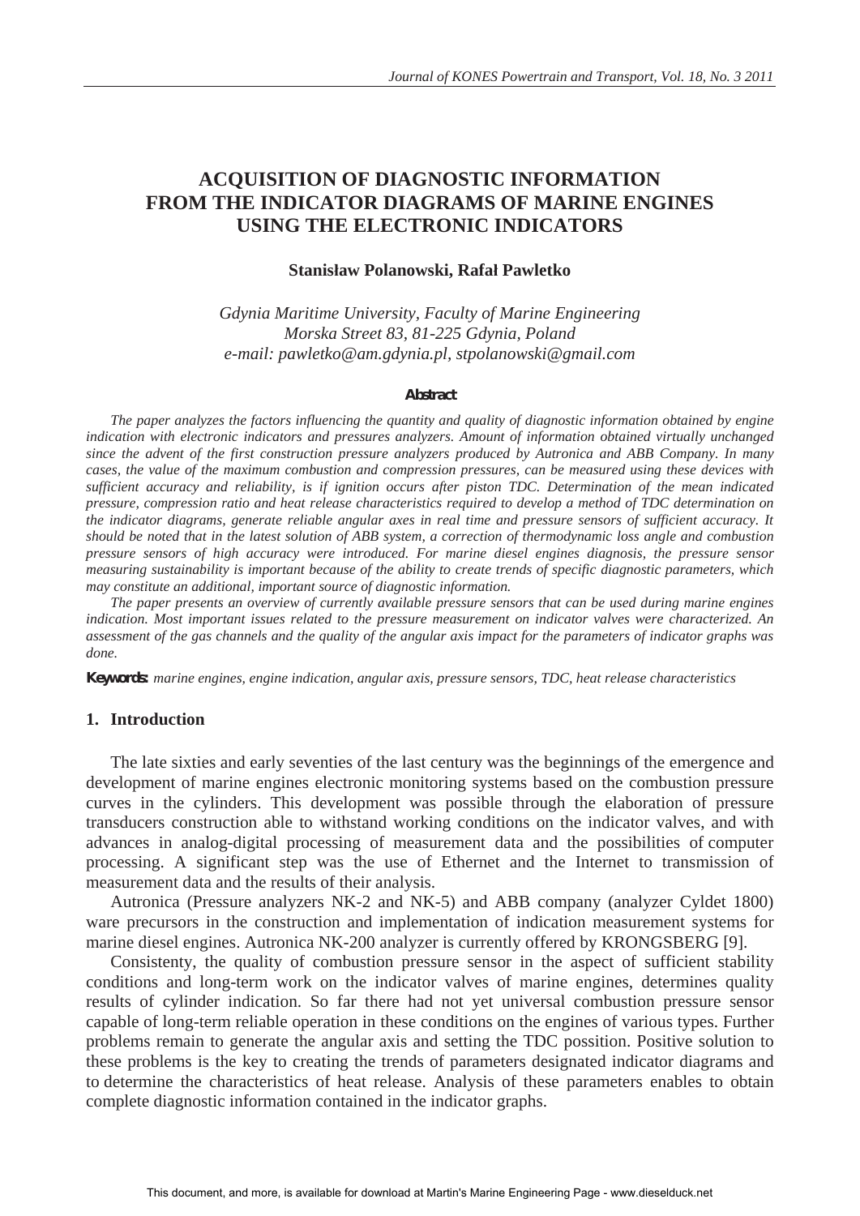# ACQUISITION OF DIAGNOSTIC INFORMATION FROM THE INDICATOR DIAGRAMS OF MARINE ENGINES USING THE ELECTRONIC INDICATORS

**Stanisław Polanowski, Rafał Pawletko**

*Gdynia Maritime University, Faculty of Marine Engineering*
*Morska Street 83, 81-225 Gdynia, Poland*
*e-mail: pawletko@am.gdynia.pl, stpolanowski@gmail.com*

**Abstract**

*The paper analyzes the factors influencing the quantity and quality of diagnostic information obtained by engine indication with electronic indicators and pressures analyzers. Amount of information obtained virtually unchanged since the advent of the first construction pressure analyzers produced by Autronica and ABB Company. In many cases, the value of the maximum combustion and compression pressures, can be measured using these devices with sufficient accuracy and reliability, is if ignition occurs after piston TDC. Determination of the mean indicated pressure, compression ratio and heat release characteristics required to develop a method of TDC determination on the indicator diagrams, generate reliable angular axes in real time and pressure sensors of sufficient accuracy. It should be noted that in the latest solution of ABB system, a correction of thermodynamic loss angle and combustion pressure sensors of high accuracy were introduced. For marine diesel engines diagnosis, the pressure sensor measuring sustainability is important because of the ability to create trends of specific diagnostic parameters, which may constitute an additional, important source of diagnostic information.*

*The paper presents an overview of currently available pressure sensors that can be used during marine engines indication. Most important issues related to the pressure measurement on indicator valves were characterized. An assessment of the gas channels and the quality of the angular axis impact for the parameters of indicator graphs was done.*

**Keywords:** *marine engines, engine indication, angular axis, pressure sensors, TDC, heat release characteristics*

## 1. Introduction

The late sixties and early seventies of the last century was the beginnings of the emergence and development of marine engines electronic monitoring systems based on the combustion pressure curves in the cylinders. This development was possible through the elaboration of pressure transducers construction able to withstand working conditions on the indicator valves, and with advances in analog-digital processing of measurement data and the possibilities of computer processing. A significant step was the use of Ethernet and the Internet to transmission of measurement data and the results of their analysis.

Autronica (Pressure analyzers NK-2 and NK-5) and ABB company (analyzer Cyldet 1800) ware precursors in the construction and implementation of indication measurement systems for marine diesel engines. Autronica NK-200 analyzer is currently offered by KRONGSBERG [9].

Consistenty, the quality of combustion pressure sensor in the aspect of sufficient stability conditions and long-term work on the indicator valves of marine engines, determines quality results of cylinder indication. So far there had not yet universal combustion pressure sensor capable of long-term reliable operation in these conditions on the engines of various types. Further problems remain to generate the angular axis and setting the TDC possition. Positive solution to these problems is the key to creating the trends of parameters designated indicator diagrams and to determine the characteristics of heat release. Analysis of these parameters enables to obtain complete diagnostic information contained in the indicator graphs.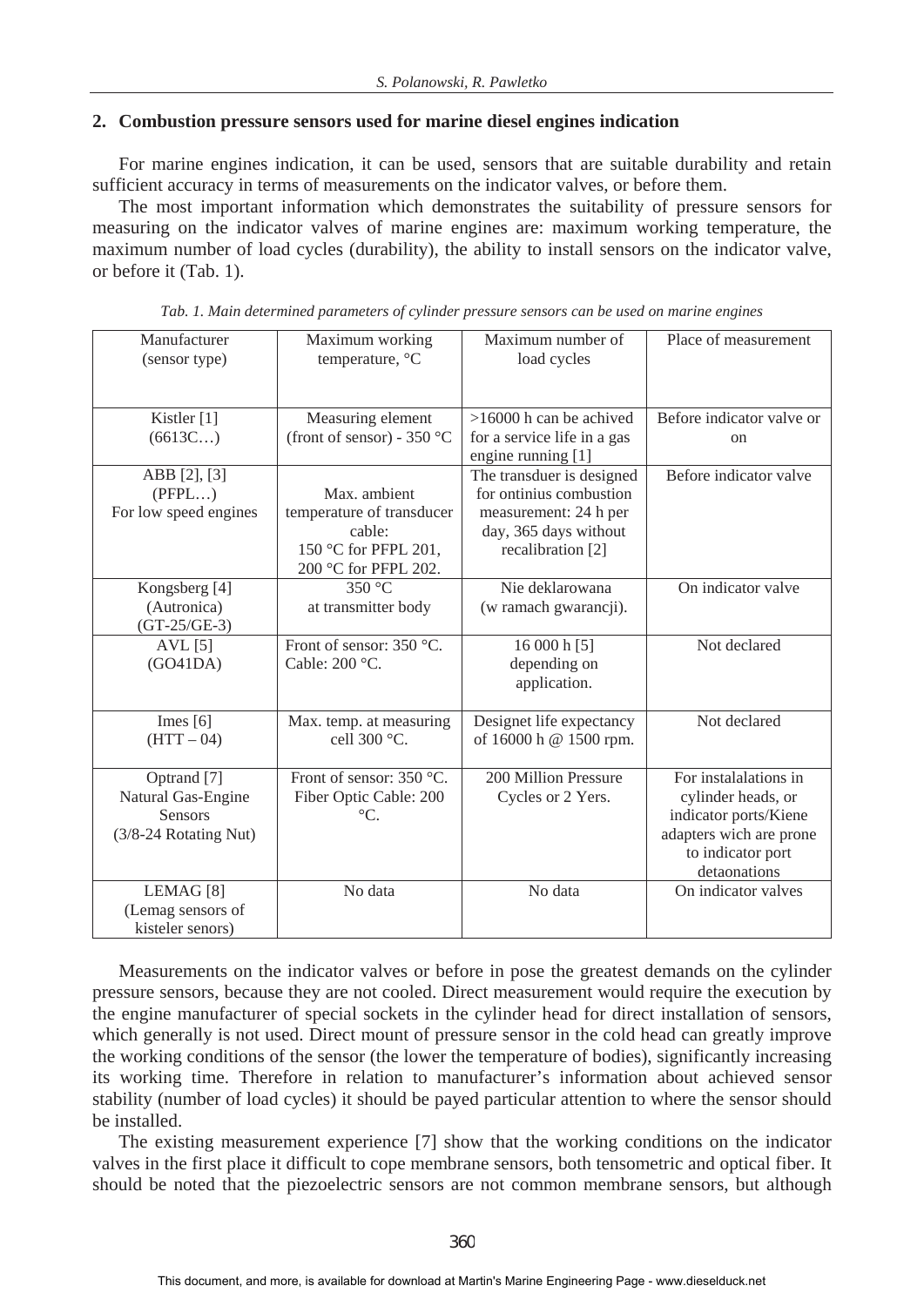## 2. Combustion pressure sensors used for marine diesel engines indication

For marine engines indication, it can be used, sensors that are suitable durability and retain sufficient accuracy in terms of measurements on the indicator valves, or before them.

The most important information which demonstrates the suitability of pressure sensors for measuring on the indicator valves of marine engines are: maximum working temperature, the maximum number of load cycles (durability), the ability to install sensors on the indicator valve, or before it (Tab. 1).

*Tab. 1. Main determined parameters of cylinder pressure sensors can be used on marine engines*

| Manufacturer (sensor type) | Maximum working temperature, °C | Maximum number of load cycles | Place of measurement |
|---|---|---|---|
| Kistler [1] (6613C…) | Measuring element (front of sensor) - 350 °C | >16000 h can be achived for a service life in a gas engine running [1] | Before indicator valve or on |
| ABB [2], [3] (PFPL…) For low speed engines | Max. ambient temperature of transducer cable: 150 °C for PFPL 201, 200 °C for PFPL 202. | The transduer is designed for ontinius combustion measurement: 24 h per day, 365 days without recalibration [2] | Before indicator valve |
| Kongsberg [4] (Autronica) (GT-25/GE-3) | 350 °C at transmitter body | Nie deklarowana (w ramach gwarancji). | On indicator valve |
| AVL [5] (GO41DA) | Front of sensor: 350 °C. Cable: 200 °C. | 16 000 h [5] depending on application. | Not declared |
| Imes [6] (HTT – 04) | Max. temp. at measuring cell 300 °C. | Designet life expectancy of 16000 h @ 1500 rpm. | Not declared |
| Optrand [7] Natural Gas-Engine Sensors (3/8-24 Rotating Nut) | Front of sensor: 350 °C. Fiber Optic Cable: 200 °C. | 200 Million Pressure Cycles or 2 Yers. | For instalalations in cylinder heads, or indicator ports/Kiene adapters wich are prone to indicator port detaonations |
| LEMAG [8] (Lemag sensors of kisteler senors) | No data | No data | On indicator valves |

Measurements on the indicator valves or before in pose the greatest demands on the cylinder pressure sensors, because they are not cooled. Direct measurement would require the execution by the engine manufacturer of special sockets in the cylinder head for direct installation of sensors, which generally is not used. Direct mount of pressure sensor in the cold head can greatly improve the working conditions of the sensor (the lower the temperature of bodies), significantly increasing its working time. Therefore in relation to manufacturer's information about achieved sensor stability (number of load cycles) it should be payed particular attention to where the sensor should be installed.

The existing measurement experience [7] show that the working conditions on the indicator valves in the first place it difficult to cope membrane sensors, both tensometric and optical fiber. It should be noted that the piezoelectric sensors are not common membrane sensors, but although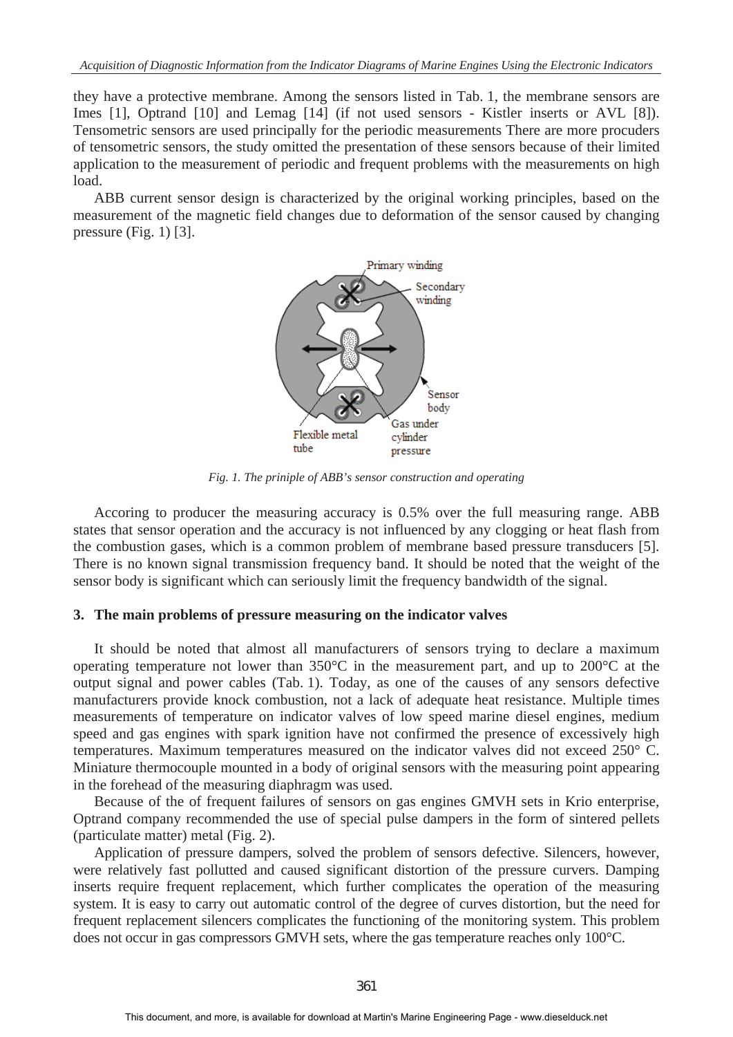they have a protective membrane. Among the sensors listed in Tab. 1, the membrane sensors are Imes [1], Optrand [10] and Lemag [14] (if not used sensors - Kistler inserts or AVL [8]). Tensometric sensors are used principally for the periodic measurements There are more procuders of tensometric sensors, the study omitted the presentation of these sensors because of their limited application to the measurement of periodic and frequent problems with the measurements on high load.

ABB current sensor design is characterized by the original working principles, based on the measurement of the magnetic field changes due to deformation of the sensor caused by changing pressure (Fig. 1) [3].

*Fig. 1. The priniple of ABB's sensor construction and operating*

Accoring to producer the measuring accuracy is 0.5% over the full measuring range. ABB states that sensor operation and the accuracy is not influenced by any clogging or heat flash from the combustion gases, which is a common problem of membrane based pressure transducers [5]. There is no known signal transmission frequency band. It should be noted that the weight of the sensor body is significant which can seriously limit the frequency bandwidth of the signal.

## 3. The main problems of pressure measuring on the indicator valves

It should be noted that almost all manufacturers of sensors trying to declare a maximum operating temperature not lower than 350°C in the measurement part, and up to 200°C at the output signal and power cables (Tab. 1). Today, as one of the causes of any sensors defective manufacturers provide knock combustion, not a lack of adequate heat resistance. Multiple times measurements of temperature on indicator valves of low speed marine diesel engines, medium speed and gas engines with spark ignition have not confirmed the presence of excessively high temperatures. Maximum temperatures measured on the indicator valves did not exceed 250° C. Miniature thermocouple mounted in a body of original sensors with the measuring point appearing in the forehead of the measuring diaphragm was used.

Because of the of frequent failures of sensors on gas engines GMVH sets in Krio enterprise, Optrand company recommended the use of special pulse dampers in the form of sintered pellets (particulate matter) metal (Fig. 2).

Application of pressure dampers, solved the problem of sensors defective. Silencers, however, were relatively fast pollutted and caused significant distortion of the pressure curvers. Damping inserts require frequent replacement, which further complicates the operation of the measuring system. It is easy to carry out automatic control of the degree of curves distortion, but the need for frequent replacement silencers complicates the functioning of the monitoring system. This problem does not occur in gas compressors GMVH sets, where the gas temperature reaches only 100°C.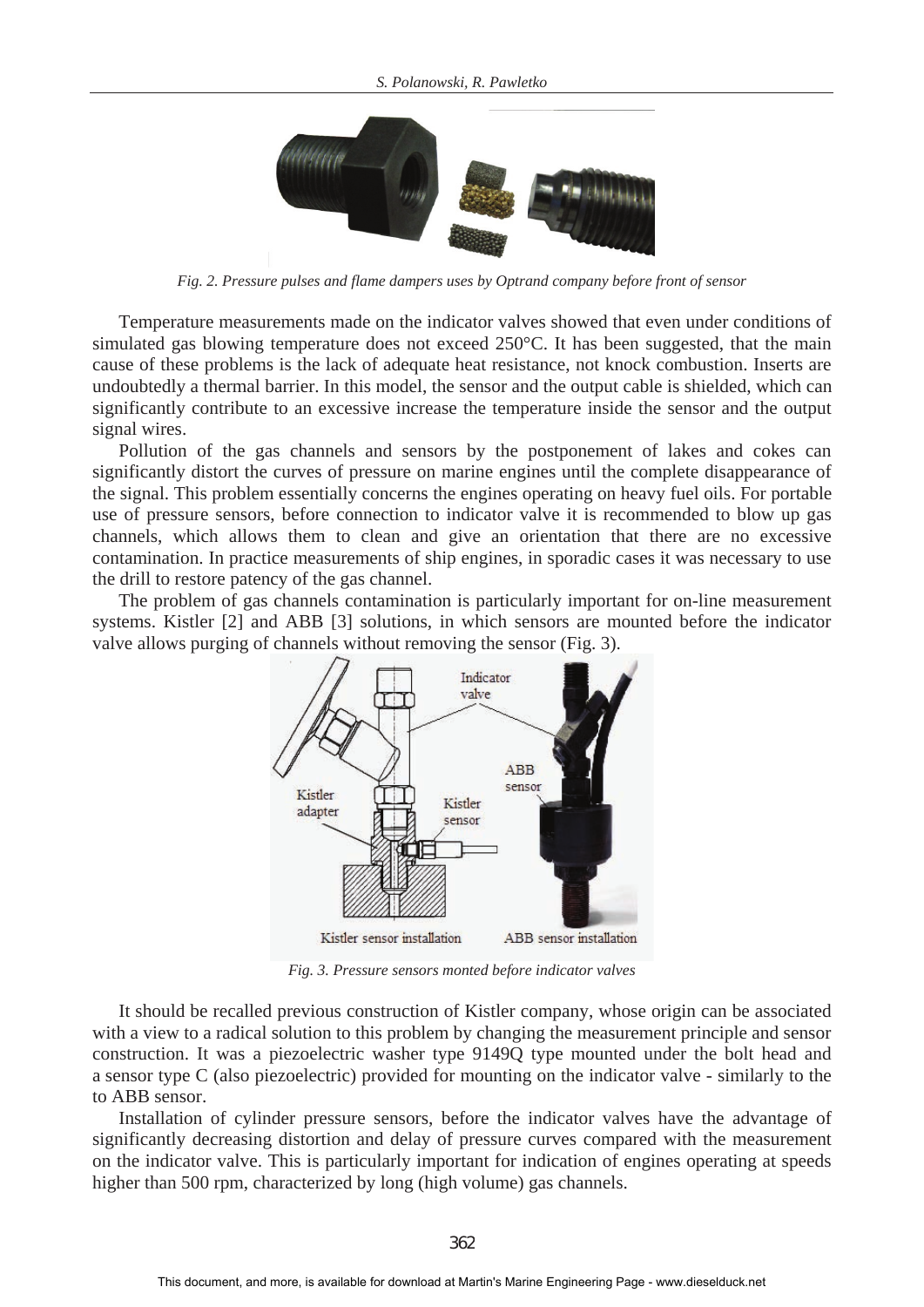Fig. 2. Pressure pulses and flame dampers uses by Optrand company before front of sensor

Temperature measurements made on the indicator valves showed that even under conditions of simulated gas blowing temperature does not exceed 250°C. It has been suggested, that the main cause of these problems is the lack of adequate heat resistance, not knock combustion. Inserts are undoubtedly a thermal barrier. In this model, the sensor and the output cable is shielded, which can significantly contribute to an excessive increase the temperature inside the sensor and the output signal wires.

Pollution of the gas channels and sensors by the postponement of lakes and cokes can significantly distort the curves of pressure on marine engines until the complete disappearance of the signal. This problem essentially concerns the engines operating on heavy fuel oils. For portable use of pressure sensors, before connection to indicator valve it is recommended to blow up gas channels, which allows them to clean and give an orientation that there are no excessive contamination. In practice measurements of ship engines, in sporadic cases it was necessary to use the drill to restore patency of the gas channel.

The problem of gas channels contamination is particularly important for on-line measurement systems. Kistler [2] and ABB [3] solutions, in which sensors are mounted before the indicator valve allows purging of channels without removing the sensor (Fig. 3).

Fig. 3. Pressure sensors monted before indicator valves

It should be recalled previous construction of Kistler company, whose origin can be associated with a view to a radical solution to this problem by changing the measurement principle and sensor construction. It was a piezoelectric washer type 9149Q type mounted under the bolt head and a sensor type C (also piezoelectric) provided for mounting on the indicator valve - similarly to the to ABB sensor.

Installation of cylinder pressure sensors, before the indicator valves have the advantage of significantly decreasing distortion and delay of pressure curves compared with the measurement on the indicator valve. This is particularly important for indication of engines operating at speeds higher than 500 rpm, characterized by long (high volume) gas channels.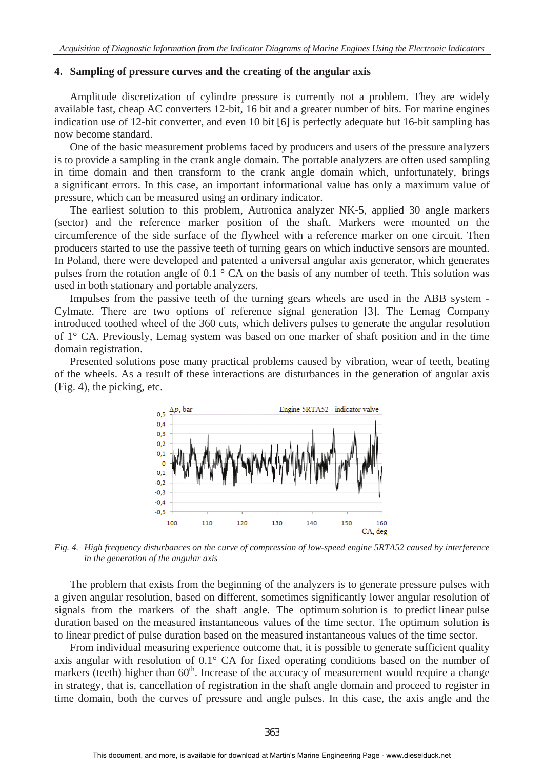## 4. Sampling of pressure curves and the creating of the angular axis

Amplitude discretization of cylindre pressure is currently not a problem. They are widely available fast, cheap AC converters 12-bit, 16 bit and a greater number of bits. For marine engines indication use of 12-bit converter, and even 10 bit [6] is perfectly adequate but 16-bit sampling has now become standard.

One of the basic measurement problems faced by producers and users of the pressure analyzers is to provide a sampling in the crank angle domain. The portable analyzers are often used sampling in time domain and then transform to the crank angle domain which, unfortunately, brings a significant errors. In this case, an important informational value has only a maximum value of pressure, which can be measured using an ordinary indicator.

The earliest solution to this problem, Autronica analyzer NK-5, applied 30 angle markers (sector) and the reference marker position of the shaft. Markers were mounted on the circumference of the side surface of the flywheel with a reference marker on one circuit. Then producers started to use the passive teeth of turning gears on which inductive sensors are mounted. In Poland, there were developed and patented a universal angular axis generator, which generates pulses from the rotation angle of 0.1 ° CA on the basis of any number of teeth. This solution was used in both stationary and portable analyzers.

Impulses from the passive teeth of the turning gears wheels are used in the ABB system - Cylmate. There are two options of reference signal generation [3]. The Lemag Company introduced toothed wheel of the 360 cuts, which delivers pulses to generate the angular resolution of 1° CA. Previously, Lemag system was based on one marker of shaft position and in the time domain registration.

Presented solutions pose many practical problems caused by vibration, wear of teeth, beating of the wheels. As a result of these interactions are disturbances in the generation of angular axis (Fig. 4), the picking, etc.

*Fig. 4. High frequency disturbances on the curve of compression of low-speed engine 5RTA52 caused by interference in the generation of the angular axis*

The problem that exists from the beginning of the analyzers is to generate pressure pulses with a given angular resolution, based on different, sometimes significantly lower angular resolution of signals from the markers of the shaft angle. The optimum solution is to predict linear pulse duration based on the measured instantaneous values of the time sector. The optimum solution is to linear predict of pulse duration based on the measured instantaneous values of the time sector.

From individual measuring experience outcome that, it is possible to generate sufficient quality axis angular with resolution of 0.1° CA for fixed operating conditions based on the number of markers (teeth) higher than 60th. Increase of the accuracy of measurement would require a change in strategy, that is, cancellation of registration in the shaft angle domain and proceed to register in time domain, both the curves of pressure and angle pulses. In this case, the axis angle and the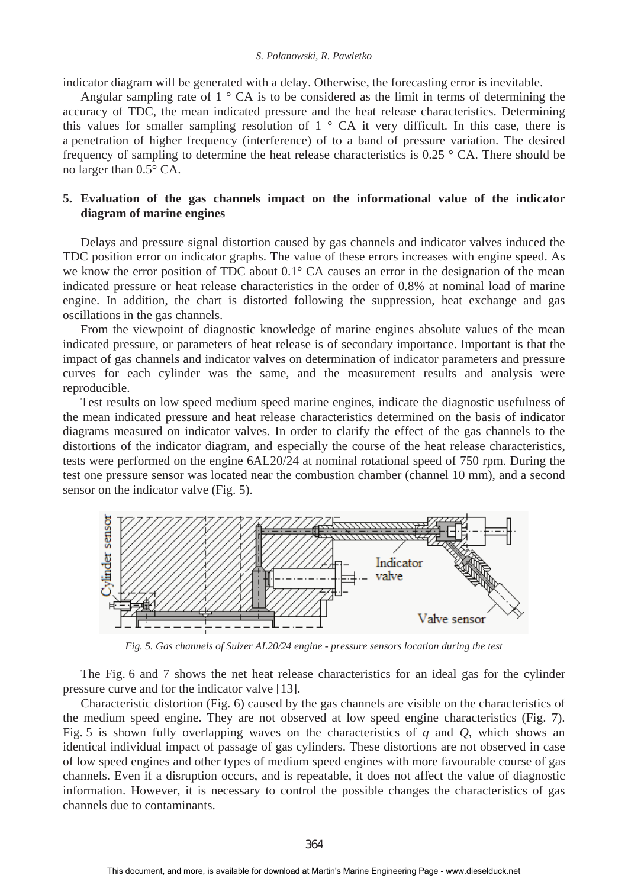indicator diagram will be generated with a delay. Otherwise, the forecasting error is inevitable.

Angular sampling rate of 1 ° CA is to be considered as the limit in terms of determining the accuracy of TDC, the mean indicated pressure and the heat release characteristics. Determining this values for smaller sampling resolution of 1 ° CA it very difficult. In this case, there is a penetration of higher frequency (interference) of to a band of pressure variation. The desired frequency of sampling to determine the heat release characteristics is 0.25 ° CA. There should be no larger than 0.5° CA.

## 5. Evaluation of the gas channels impact on the informational value of the indicator diagram of marine engines

Delays and pressure signal distortion caused by gas channels and indicator valves induced the TDC position error on indicator graphs. The value of these errors increases with engine speed. As we know the error position of TDC about 0.1° CA causes an error in the designation of the mean indicated pressure or heat release characteristics in the order of 0.8% at nominal load of marine engine. In addition, the chart is distorted following the suppression, heat exchange and gas oscillations in the gas channels.

From the viewpoint of diagnostic knowledge of marine engines absolute values of the mean indicated pressure, or parameters of heat release is of secondary importance. Important is that the impact of gas channels and indicator valves on determination of indicator parameters and pressure curves for each cylinder was the same, and the measurement results and analysis were reproducible.

Test results on low speed medium speed marine engines, indicate the diagnostic usefulness of the mean indicated pressure and heat release characteristics determined on the basis of indicator diagrams measured on indicator valves. In order to clarify the effect of the gas channels to the distortions of the indicator diagram, and especially the course of the heat release characteristics, tests were performed on the engine 6AL20/24 at nominal rotational speed of 750 rpm. During the test one pressure sensor was located near the combustion chamber (channel 10 mm), and a second sensor on the indicator valve (Fig. 5).

*Fig. 5. Gas channels of Sulzer AL20/24 engine - pressure sensors location during the test*

The Fig. 6 and 7 shows the net heat release characteristics for an ideal gas for the cylinder pressure curve and for the indicator valve [13].

Characteristic distortion (Fig. 6) caused by the gas channels are visible on the characteristics of the medium speed engine. They are not observed at low speed engine characteristics (Fig. 7). Fig. 5 is shown fully overlapping waves on the characteristics of $q$ and $Q$, which shows an identical individual impact of passage of gas cylinders. These distortions are not observed in case of low speed engines and other types of medium speed engines with more favourable course of gas channels. Even if a disruption occurs, and is repeatable, it does not affect the value of diagnostic information. However, it is necessary to control the possible changes the characteristics of gas channels due to contaminants.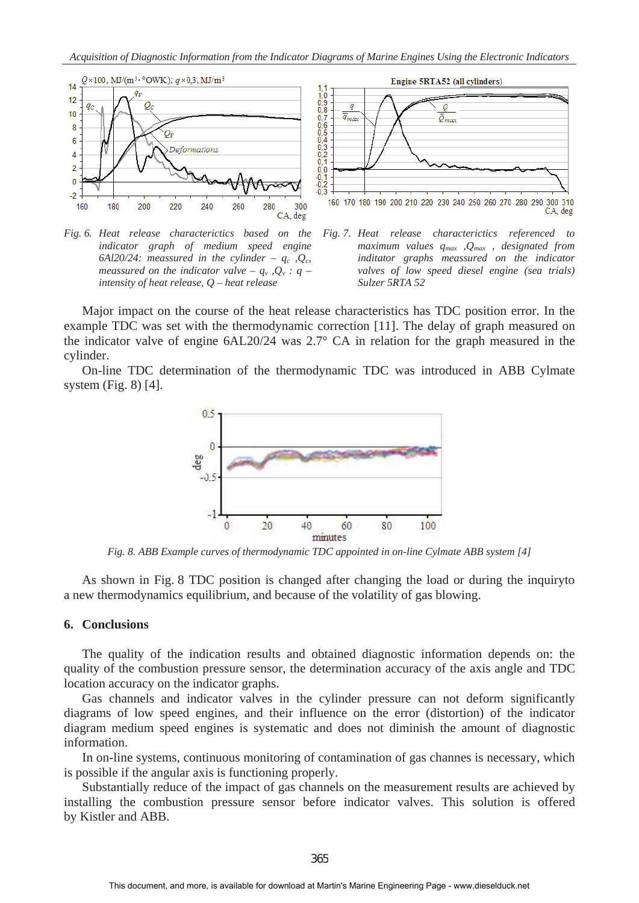*Fig. 6. Heat release characteristics based on the indicator graph of medium speed engine 6Al20/24: meassured in the cylinder – $q_c$ ,$Q_c$, meassured on the indicator valve – $q_v$ ,$Q_v$ : $q$ – intensity of heat release, $Q$ – heat release*

*Fig. 7. Heat release characteristics referenced to maximum values $q_{max}$ ,$Q_{max}$ , designated from initiator graphs meassured on the indicator valves of low speed diesel engine (sea trials) Sulzer 5RTA 52*

Major impact on the course of the heat release characteristics has TDC position error. In the example TDC was set with the thermodynamic correction [11]. The delay of graph measured on the indicator valve of engine 6AL20/24 was 2.7° CA in relation for the graph measured in the cylinder.

On-line TDC determination of the thermodynamic TDC was introduced in ABB Cylmate system (Fig. 8) [4].

*Fig. 8. ABB Example curves of thermodynamic TDC appointed in on-line Cylmate ABB system [4]*

As shown in Fig. 8 TDC position is changed after changing the load or during the inquiryto a new thermodynamics equilibrium, and because of the volatility of gas blowing.

## 6. Conclusions

The quality of the indication results and obtained diagnostic information depends on: the quality of the combustion pressure sensor, the determination accuracy of the axis angle and TDC location accuracy on the indicator graphs.

Gas channels and indicator valves in the cylinder pressure can not deform significantly diagrams of low speed engines, and their influence on the error (distortion) of the indicator diagram medium speed engines is systematic and does not diminish the amount of diagnostic information.

In on-line systems, continuous monitoring of contamination of gas channes is necessary, which is possible if the angular axis is functioning properly.

Substantially reduce of the impact of gas channels on the measurement results are achieved by installing the combustion pressure sensor before indicator valves. This solution is offered by Kistler and ABB.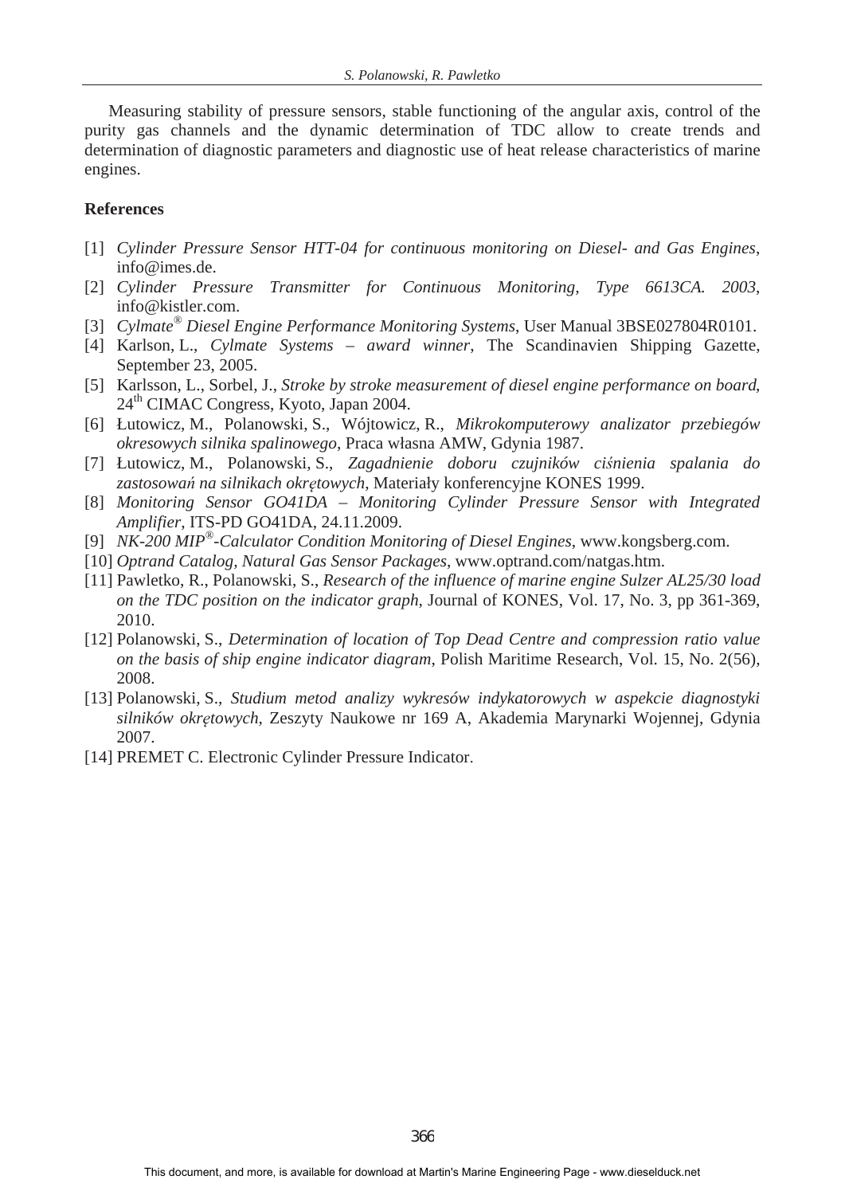Measuring stability of pressure sensors, stable functioning of the angular axis, control of the purity gas channels and the dynamic determination of TDC allow to create trends and determination of diagnostic parameters and diagnostic use of heat release characteristics of marine engines.

## References

[1] *Cylinder Pressure Sensor HTT-04 for continuous monitoring on Diesel- and Gas Engines*, info@imes.de.

[2] *Cylinder Pressure Transmitter for Continuous Monitoring, Type 6613CA. 2003*, info@kistler.com.

[3] *Cylmate® Diesel Engine Performance Monitoring Systems*, User Manual 3BSE027804R0101.

[4] Karlson, L., *Cylmate Systems – award winner*, The Scandinavien Shipping Gazette, September 23, 2005.

[5] Karlsson, L., Sorbel, J., *Stroke by stroke measurement of diesel engine performance on board*, 24th CIMAC Congress, Kyoto, Japan 2004.

[6] Łutowicz, M., Polanowski, S., Wójtowicz, R., *Mikrokomputerowy analizator przebiegów okresowych silnika spalinowego*, Praca własna AMW, Gdynia 1987.

[7] Łutowicz, M., Polanowski, S., *Zagadnienie doboru czujników ciśnienia spalania do zastosowań na silnikach okrętowych*, Materiały konferencyjne KONES 1999.

[8] *Monitoring Sensor GO41DA – Monitoring Cylinder Pressure Sensor with Integrated Amplifier*, ITS-PD GO41DA, 24.11.2009.

[9] *NK-200 MIP®-Calculator Condition Monitoring of Diesel Engines*, www.kongsberg.com.

[10] *Optrand Catalog, Natural Gas Sensor Packages*, www.optrand.com/natgas.htm.

[11] Pawletko, R., Polanowski, S., *Research of the influence of marine engine Sulzer AL25/30 load on the TDC position on the indicator graph*, Journal of KONES, Vol. 17, No. 3, pp 361-369, 2010.

[12] Polanowski, S., *Determination of location of Top Dead Centre and compression ratio value on the basis of ship engine indicator diagram*, Polish Maritime Research, Vol. 15, No. 2(56), 2008.

[13] Polanowski, S., *Studium metod analizy wykresów indykatorowych w aspekcie diagnostyki silników okrętowych*, Zeszyty Naukowe nr 169 A, Akademia Marynarki Wojennej, Gdynia 2007.

[14] PREMET C. Electronic Cylinder Pressure Indicator.